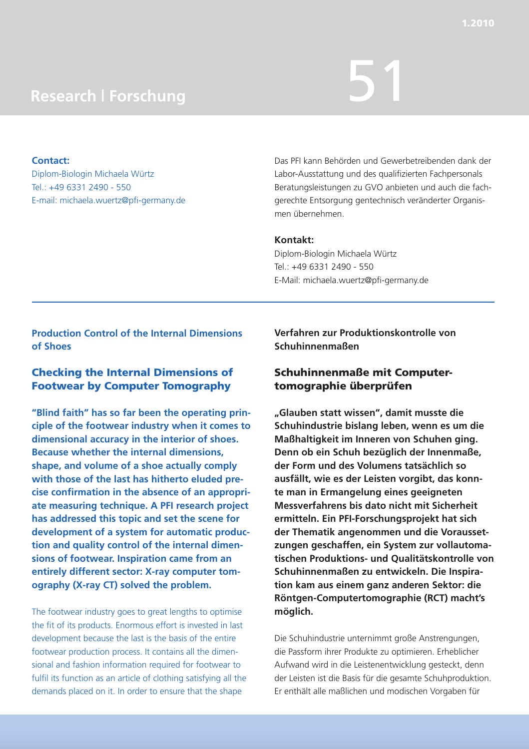# Research | Forschung

**Contact:**
Diplom-Biologin Michaela Würtz
Tel.: +49 6331 2490 - 550
E-mail: michaela.wuertz@pfi-germany.de

Das PFI kann Behörden und Gewerbetreibenden dank der Labor-Ausstattung und des qualifizierten Fachpersonals Beratungsleistungen zu GVO anbieten und auch die fachgerechte Entsorgung gentechnisch veränderter Organismen übernehmen.

**Kontakt:**
Diplom-Biologin Michaela Würtz
Tel.: +49 6331 2490 - 550
E-Mail: michaela.wuertz@pfi-germany.de

---

### Production Control of the Internal Dimensions of Shoes

## Checking the Internal Dimensions of Footwear by Computer Tomography

**"Blind faith" has so far been the operating principle of the footwear industry when it comes to dimensional accuracy in the interior of shoes. Because whether the internal dimensions, shape, and volume of a shoe actually comply with those of the last has hitherto eluded precise confirmation in the absence of an appropriate measuring technique. A PFI research project has addressed this topic and set the scene for development of a system for automatic production and quality control of the internal dimensions of footwear. Inspiration came from an entirely different sector: X-ray computer tomography (X-ray CT) solved the problem.**

The footwear industry goes to great lengths to optimise the fit of its products. Enormous effort is invested in last development because the last is the basis of the entire footwear production process. It contains all the dimensional and fashion information required for footwear to fulfil its function as an article of clothing satisfying all the demands placed on it. In order to ensure that the shape

### Verfahren zur Produktionskontrolle von Schuhinnenmaßen

## Schuhinnenmaße mit Computertomographie überprüfen

**„Glauben statt wissen", damit musste die Schuhindustrie bislang leben, wenn es um die Maßhaltigkeit im Inneren von Schuhen ging. Denn ob ein Schuh bezüglich der Innenmaße, der Form und des Volumens tatsächlich so ausfällt, wie es der Leisten vorgibt, das konnte man in Ermangelung eines geeigneten Messverfahrens bis dato nicht mit Sicherheit ermitteln. Ein PFI-Forschungsprojekt hat sich der Thematik angenommen und die Voraussetzungen geschaffen, ein System zur vollautomatischen Produktions- und Qualitätskontrolle von Schuhinnenmaßen zu entwickeln. Die Inspiration kam aus einem ganz anderen Sektor: die Röntgen-Computertomographie (RCT) macht's möglich.**

Die Schuhindustrie unternimmt große Anstrengungen, die Passform ihrer Produkte zu optimieren. Erheblicher Aufwand wird in die Leistenentwicklung gesteckt, denn der Leisten ist die Basis für die gesamte Schuhproduktion. Er enthält alle maßlichen und modischen Vorgaben für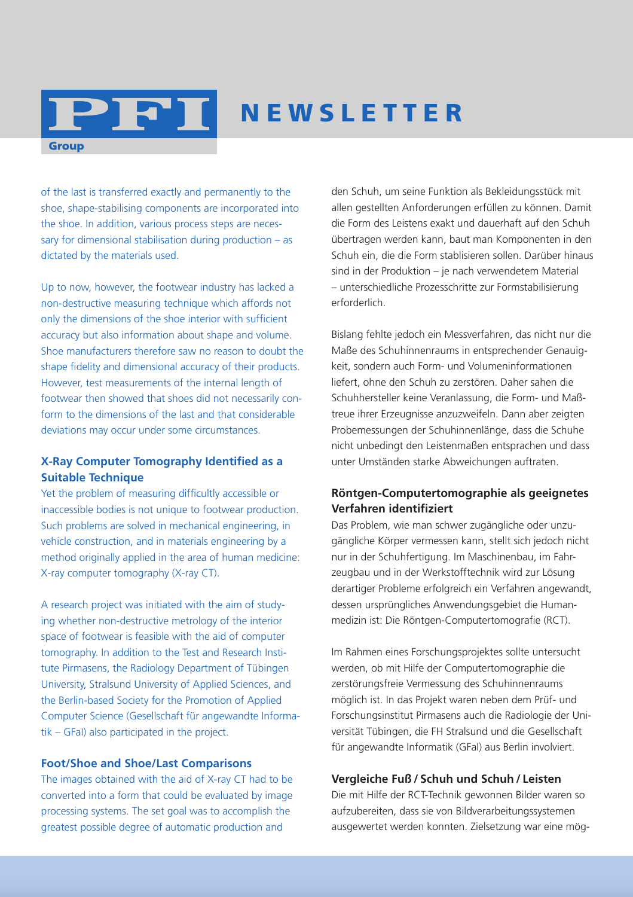of the last is transferred exactly and permanently to the shoe, shape-stabilising components are incorporated into the shoe. In addition, various process steps are necessary for dimensional stabilisation during production – as dictated by the materials used.

Up to now, however, the footwear industry has lacked a non-destructive measuring technique which affords not only the dimensions of the shoe interior with sufficient accuracy but also information about shape and volume. Shoe manufacturers therefore saw no reason to doubt the shape fidelity and dimensional accuracy of their products. However, test measurements of the internal length of footwear then showed that shoes did not necessarily conform to the dimensions of the last and that considerable deviations may occur under some circumstances.

### X-Ray Computer Tomography Identified as a Suitable Technique

Yet the problem of measuring difficultly accessible or inaccessible bodies is not unique to footwear production. Such problems are solved in mechanical engineering, in vehicle construction, and in materials engineering by a method originally applied in the area of human medicine: X-ray computer tomography (X-ray CT).

A research project was initiated with the aim of studying whether non-destructive metrology of the interior space of footwear is feasible with the aid of computer tomography. In addition to the Test and Research Institute Pirmasens, the Radiology Department of Tübingen University, Stralsund University of Applied Sciences, and the Berlin-based Society for the Promotion of Applied Computer Science (Gesellschaft für angewandte Informatik – GFaI) also participated in the project.

### Foot/Shoe and Shoe/Last Comparisons

The images obtained with the aid of X-ray CT had to be converted into a form that could be evaluated by image processing systems. The set goal was to accomplish the greatest possible degree of automatic production and

den Schuh, um seine Funktion als Bekleidungsstück mit allen gestellten Anforderungen erfüllen zu können. Damit die Form des Leistens exakt und dauerhaft auf den Schuh übertragen werden kann, baut man Komponenten in den Schuh ein, die die Form stablisieren sollen. Darüber hinaus sind in der Produktion – je nach verwendetem Material – unterschiedliche Prozesschritte zur Formstabilisierung erforderlich.

Bislang fehlte jedoch ein Messverfahren, das nicht nur die Maße des Schuhinnenraums in entsprechender Genauigkeit, sondern auch Form- und Volumeninformationen liefert, ohne den Schuh zu zerstören. Daher sahen die Schuhhersteller keine Veranlassung, die Form- und Maßtreue ihrer Erzeugnisse anzuzweifeln. Dann aber zeigten Probemessungen der Schuhinnenlänge, dass die Schuhe nicht unbedingt den Leistenmaßen entsprachen und dass unter Umständen starke Abweichungen auftraten.

### Röntgen-Computertomographie als geeignetes Verfahren identifiziert

Das Problem, wie man schwer zugängliche oder unzugängliche Körper vermessen kann, stellt sich jedoch nicht nur in der Schuhfertigung. Im Maschinenbau, im Fahrzeugbau und in der Werkstofftechnik wird zur Lösung derartiger Probleme erfolgreich ein Verfahren angewandt, dessen ursprüngliches Anwendungsgebiet die Humanmedizin ist: Die Röntgen-Computertomografie (RCT).

Im Rahmen eines Forschungsprojektes sollte untersucht werden, ob mit Hilfe der Computertomographie die zerstörungsfreie Vermessung des Schuhinnenraums möglich ist. In das Projekt waren neben dem Prüf- und Forschungsinstitut Pirmasens auch die Radiologie der Universität Tübingen, die FH Stralsund und die Gesellschaft für angewandte Informatik (GFaI) aus Berlin involviert.

### Vergleiche Fuß / Schuh und Schuh / Leisten

Die mit Hilfe der RCT-Technik gewonnen Bilder waren so aufzubereiten, dass sie von Bildverarbeitungssystemen ausgewertet werden konnten. Zielsetzung war eine mög-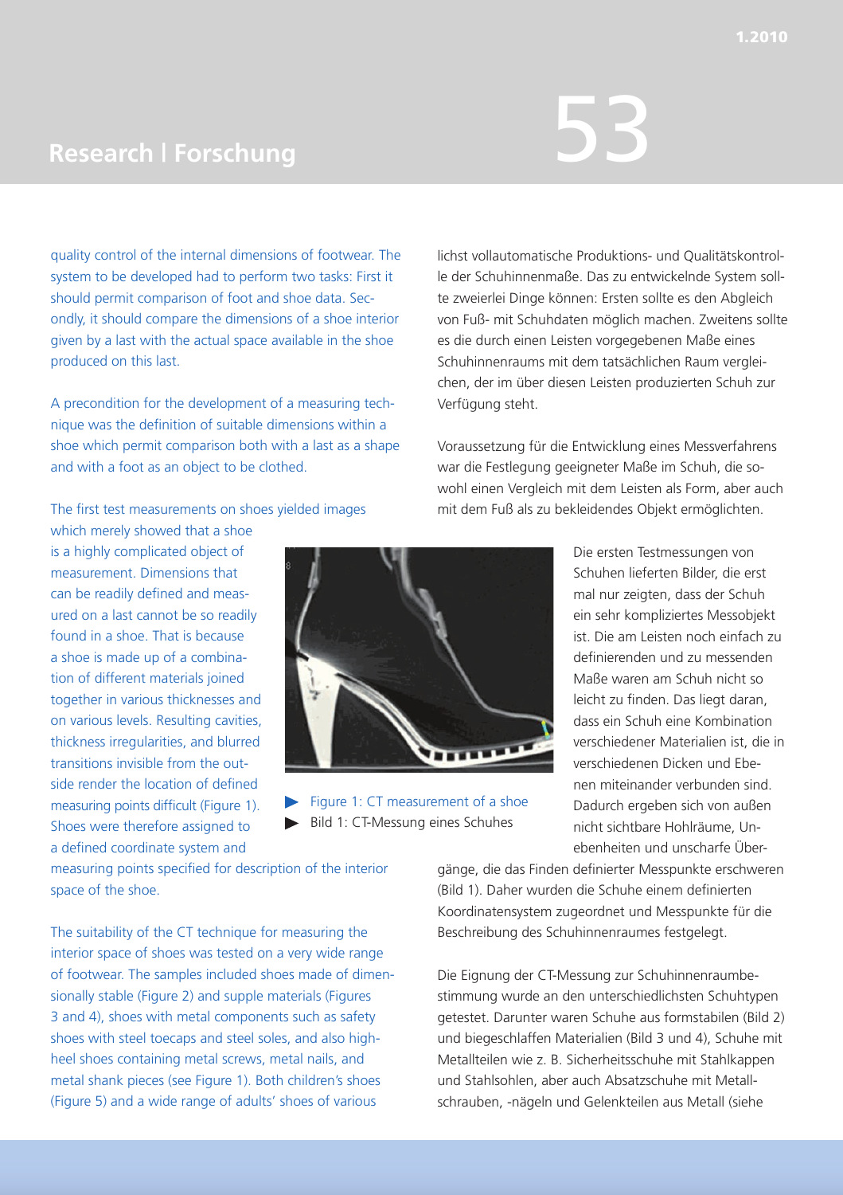quality control of the internal dimensions of footwear. The system to be developed had to perform two tasks: First it should permit comparison of foot and shoe data. Secondly, it should compare the dimensions of a shoe interior given by a last with the actual space available in the shoe produced on this last.

A precondition for the development of a measuring technique was the definition of suitable dimensions within a shoe which permit comparison both with a last as a shape and with a foot as an object to be clothed.

The first test measurements on shoes yielded images which merely showed that a shoe is a highly complicated object of measurement. Dimensions that can be readily defined and measured on a last cannot be so readily found in a shoe. That is because a shoe is made up of a combination of different materials joined together in various thicknesses and on various levels. Resulting cavities, thickness irregularities, and blurred transitions invisible from the outside render the location of defined measuring points difficult (Figure 1). Shoes were therefore assigned to a defined coordinate system and measuring points specified for description of the interior space of the shoe.

The suitability of the CT technique for measuring the interior space of shoes was tested on a very wide range of footwear. The samples included shoes made of dimensionally stable (Figure 2) and supple materials (Figures 3 and 4), shoes with metal components such as safety shoes with steel toecaps and steel soles, and also high-heel shoes containing metal screws, metal nails, and metal shank pieces (see Figure 1). Both children's shoes (Figure 5) and a wide range of adults' shoes of various

Figure 1: CT measurement of a shoe

Bild 1: CT-Messung eines Schuhes

lichst vollautomatische Produktions- und Qualitätskontrolle der Schuhinnenmaße. Das zu entwickelnde System sollte zweierlei Dinge können: Ersten sollte es den Abgleich von Fuß- mit Schuhdaten möglich machen. Zweitens sollte es die durch einen Leisten vorgegebenen Maße eines Schuhinnenraums mit dem tatsächlichen Raum vergleichen, der im über diesen Leisten produzierten Schuh zur Verfügung steht.

Voraussetzung für die Entwicklung eines Messverfahrens war die Festlegung geeigneter Maße im Schuh, die sowohl einen Vergleich mit dem Leisten als Form, aber auch mit dem Fuß als zu bekleidendes Objekt ermöglichten.

Die ersten Testmessungen von Schuhen lieferten Bilder, die erst mal nur zeigten, dass der Schuh ein sehr kompliziertes Messobjekt ist. Die am Leisten noch einfach zu definierenden und zu messenden Maße waren am Schuh nicht so leicht zu finden. Das liegt daran, dass ein Schuh eine Kombination verschiedener Materialien ist, die in verschiedenen Dicken und Ebenen miteinander verbunden sind. Dadurch ergeben sich von außen nicht sichtbare Hohlräume, Unebenheiten und unscharfe Übergänge, die das Finden definierter Messpunkte erschweren (Bild 1). Daher wurden die Schuhe einem definierten Koordinatensystem zugeordnet und Messpunkte für die Beschreibung des Schuhinnenraumes festgelegt.

Die Eignung der CT-Messung zur Schuhinnenraumbestimmung wurde an den unterschiedlichsten Schuhtypen getestet. Darunter waren Schuhe aus formstabilen (Bild 2) und biegeschlaffen Materialien (Bild 3 und 4), Schuhe mit Metallteilen wie z. B. Sicherheitsschuhe mit Stahlkappen und Stahlsohlen, aber auch Absatzschuhe mit Metallschrauben, -nägeln und Gelenkteilen aus Metall (siehe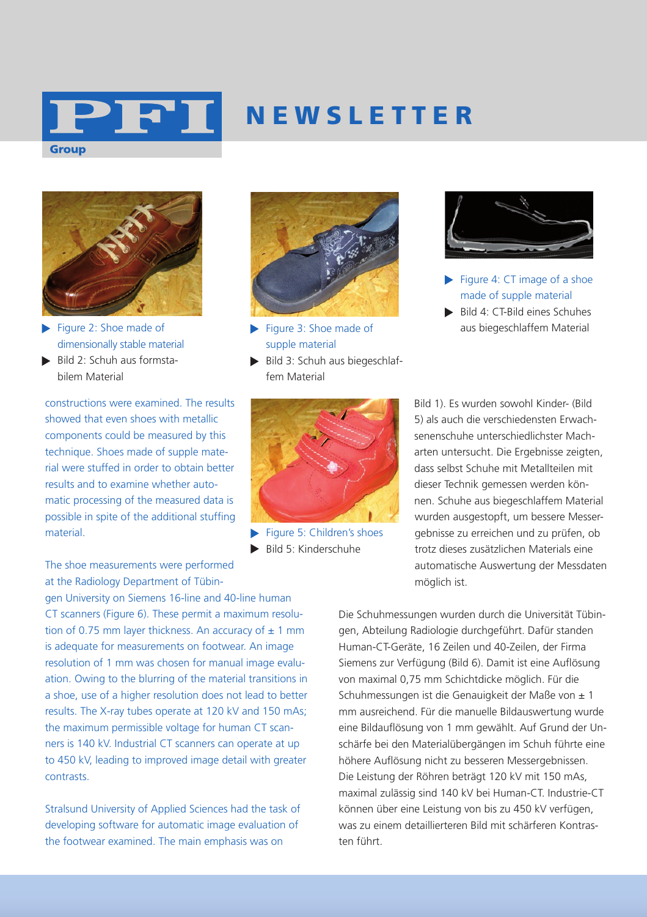Figure 2: Shoe made of dimensionally stable material

Bild 2: Schuh aus formstabilem Material

Figure 3: Shoe made of supple material

Bild 3: Schuh aus biegeschlaffem Material

Figure 4: CT image of a shoe made of supple material

Bild 4: CT-Bild eines Schuhes aus biegeschlaffem Material

constructions were examined. The results showed that even shoes with metallic components could be measured by this technique. Shoes made of supple material were stuffed in order to obtain better results and to examine whether automatic processing of the measured data is possible in spite of the additional stuffing material.

Figure 5: Children's shoes

Bild 5: Kinderschuhe

The shoe measurements were performed at the Radiology Department of Tübingen University on Siemens 16-line and 40-line human CT scanners (Figure 6). These permit a maximum resolution of 0.75 mm layer thickness. An accuracy of ± 1 mm is adequate for measurements on footwear. An image resolution of 1 mm was chosen for manual image evaluation. Owing to the blurring of the material transitions in a shoe, use of a higher resolution does not lead to better results. The X-ray tubes operate at 120 kV and 150 mAs; the maximum permissible voltage for human CT scanners is 140 kV. Industrial CT scanners can operate at up to 450 kV, leading to improved image detail with greater contrasts.

Stralsund University of Applied Sciences had the task of developing software for automatic image evaluation of the footwear examined. The main emphasis was on

Bild 1). Es wurden sowohl Kinder- (Bild 5) als auch die verschiedensten Erwachsenenschuhe unterschiedlichster Macharten untersucht. Die Ergebnisse zeigten, dass selbst Schuhe mit Metallteilen mit dieser Technik gemessen werden können. Schuhe aus biegeschlaffem Material wurden ausgestopft, um bessere Messergebnisse zu erreichen und zu prüfen, ob trotz dieses zusätzlichen Materials eine automatische Auswertung der Messdaten möglich ist.

Die Schuhmessungen wurden durch die Universität Tübingen, Abteilung Radiologie durchgeführt. Dafür standen Human-CT-Geräte, 16 Zeilen und 40-Zeilen, der Firma Siemens zur Verfügung (Bild 6). Damit ist eine Auflösung von maximal 0,75 mm Schichtdicke möglich. Für die Schuhmessungen ist die Genauigkeit der Maße von ± 1 mm ausreichend. Für die manuelle Bildauswertung wurde eine Bildauflösung von 1 mm gewählt. Auf Grund der Unschärfe bei den Materialübergängen im Schuh führte eine höhere Auflösung nicht zu besseren Messergebnissen. Die Leistung der Röhren beträgt 120 kV mit 150 mAs, maximal zulässig sind 140 kV bei Human-CT. Industrie-CT können über eine Leistung von bis zu 450 kV verfügen, was zu einem detaillierteren Bild mit schärferen Kontrasten führt.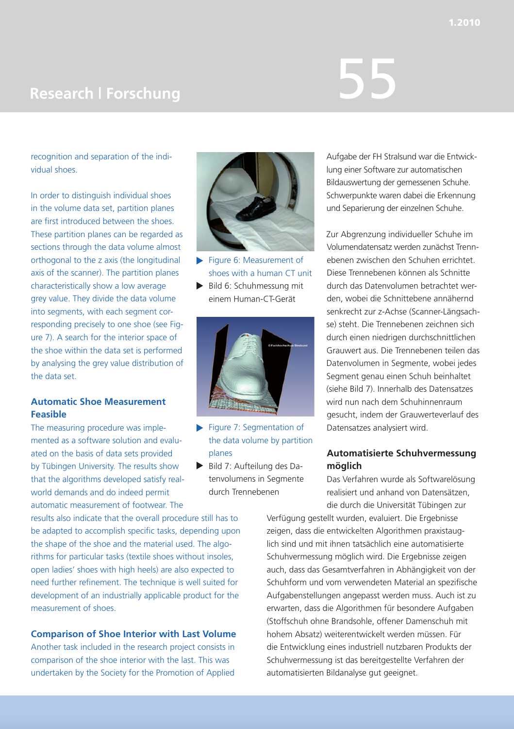recognition and separation of the individual shoes.

In order to distinguish individual shoes in the volume data set, partition planes are first introduced between the shoes. These partition planes can be regarded as sections through the data volume almost orthogonal to the z axis (the longitudinal axis of the scanner). The partition planes characteristically show a low average grey value. They divide the data volume into segments, with each segment corresponding precisely to one shoe (see Figure 7). A search for the interior space of the shoe within the data set is performed by analysing the grey value distribution of the data set.

### Automatic Shoe Measurement Feasible

The measuring procedure was implemented as a software solution and evaluated on the basis of data sets provided by Tübingen University. The results show that the algorithms developed satisfy real-world demands and do indeed permit automatic measurement of footwear. The results also indicate that the overall procedure still has to be adapted to accomplish specific tasks, depending upon the shape of the shoe and the material used. The algorithms for particular tasks (textile shoes without insoles, open ladies' shoes with high heels) are also expected to need further refinement. The technique is well suited for development of an industrially applicable product for the measurement of shoes.

### Comparison of Shoe Interior with Last Volume

Another task included in the research project consists in comparison of the shoe interior with the last. This was undertaken by the Society for the Promotion of Applied

▶ Figure 6: Measurement of shoes with a human CT unit

▶ Bild 6: Schuhmessung mit einem Human-CT-Gerät

▶ Figure 7: Segmentation of the data volume by partition planes

▶ Bild 7: Aufteilung des Datenvolumens in Segmente durch Trennebenen

Aufgabe der FH Stralsund war die Entwicklung einer Software zur automatischen Bildauswertung der gemessenen Schuhe. Schwerpunkte waren dabei die Erkennung und Separierung der einzelnen Schuhe.

Zur Abgrenzung individueller Schuhe im Volumendatensatz werden zunächst Trennebenen zwischen den Schuhen errichtet. Diese Trennebenen können als Schnitte durch das Datenvolumen betrachtet werden, wobei die Schnittebene annähernd senkrecht zur z-Achse (Scanner-Längsachse) steht. Die Trennebenen zeichnen sich durch einen niedrigen durchschnittlichen Grauwert aus. Die Trennebenen teilen das Datenvolumen in Segmente, wobei jedes Segment genau einen Schuh beinhaltet (siehe Bild 7). Innerhalb des Datensatzes wird nun nach dem Schuhinnenraum gesucht, indem der Grauwerteverlauf des Datensatzes analysiert wird.

### Automatisierte Schuhvermessung möglich

Das Verfahren wurde als Softwarelösung realisiert und anhand von Datensätzen, die durch die Universität Tübingen zur Verfügung gestellt wurden, evaluiert. Die Ergebnisse zeigen, dass die entwickelten Algorithmen praxistauglich sind und mit ihnen tatsächlich eine automatisierte Schuhvermessung möglich wird. Die Ergebnisse zeigen auch, dass das Gesamtverfahren in Abhängigkeit von der Schuhform und vom verwendeten Material an spezifische Aufgabenstellungen angepasst werden muss. Auch ist zu erwarten, dass die Algorithmen für besondere Aufgaben (Stoffschuh ohne Brandsohle, offener Damenschuh mit hohem Absatz) weiterentwickelt werden müssen. Für die Entwicklung eines industriell nutzbaren Produkts der Schuhvermessung ist das bereitgestellte Verfahren der automatisierten Bildanalyse gut geeignet.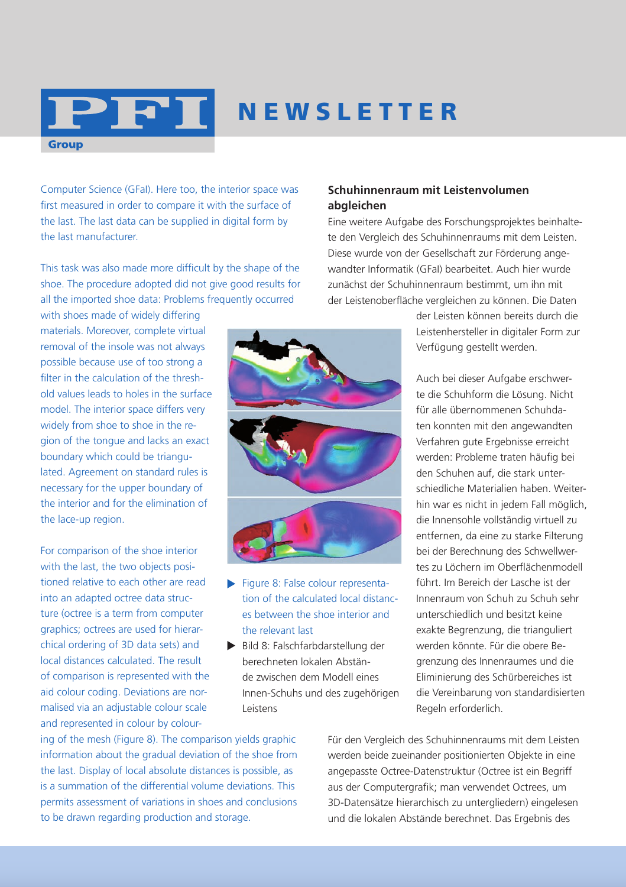Computer Science (GFal). Here too, the interior space was first measured in order to compare it with the surface of the last. The last data can be supplied in digital form by the last manufacturer.

This task was also made more difficult by the shape of the shoe. The procedure adopted did not give good results for all the imported shoe data: Problems frequently occurred with shoes made of widely differing materials. Moreover, complete virtual removal of the insole was not always possible because use of too strong a filter in the calculation of the threshold values leads to holes in the surface model. The interior space differs very widely from shoe to shoe in the region of the tongue and lacks an exact boundary which could be triangulated. Agreement on standard rules is necessary for the upper boundary of the interior and for the elimination of the lace-up region.

For comparison of the shoe interior with the last, the two objects positioned relative to each other are read into an adapted octree data structure (octree is a term from computer graphics; octrees are used for hierarchical ordering of 3D data sets) and local distances calculated. The result of comparison is represented with the aid colour coding. Deviations are normalised via an adjustable colour scale and represented in colour by colouring of the mesh (Figure 8). The comparison yields graphic information about the gradual deviation of the shoe from the last. Display of local absolute distances is possible, as is a summation of the differential volume deviations. This permits assessment of variations in shoes and conclusions to be drawn regarding production and storage.

▶ Figure 8: False colour representation of the calculated local distances between the shoe interior and the relevant last

▶ Bild 8: Falschfarbdarstellung der berechneten lokalen Abstände zwischen dem Modell eines Innen-Schuhs und des zugehörigen Leistens

## Schuhinnenraum mit Leistenvolumen abgleichen

Eine weitere Aufgabe des Forschungsprojektes beinhaltete den Vergleich des Schuhinnenraums mit dem Leisten. Diese wurde von der Gesellschaft zur Förderung angewandter Informatik (GFal) bearbeitet. Auch hier wurde zunächst der Schuhinnenraum bestimmt, um ihn mit der Leistenoberfläche vergleichen zu können. Die Daten der Leisten können bereits durch die Leistenhersteller in digitaler Form zur Verfügung gestellt werden.

Auch bei dieser Aufgabe erschwerte die Schuhform die Lösung. Nicht für alle übernommenen Schuhdaten konnten mit den angewandten Verfahren gute Ergebnisse erreicht werden: Probleme traten häufig bei den Schuhen auf, die stark unterschiedliche Materialien haben. Weiterhin war es nicht in jedem Fall möglich, die Innensohle vollständig virtuell zu entfernen, da eine zu starke Filterung bei der Berechnung des Schwellwertes zu Löchern im Oberflächenmodell führt. Im Bereich der Lasche ist der Innenraum von Schuh zu Schuh sehr unterschiedlich und besitzt keine exakte Begrenzung, die trianguliert werden könnte. Für die obere Begrenzung des Innenraumes und die Eliminierung des Schürbereiches ist die Vereinbarung von standardisierten Regeln erforderlich.

Für den Vergleich des Schuhinnenraums mit dem Leisten werden beide zueinander positionierten Objekte in eine angepasste Octree-Datenstruktur (Octree ist ein Begriff aus der Computergrafik; man verwendet Octrees, um 3D-Datensätze hierarchisch zu untergliedern) eingelesen und die lokalen Abstände berechnet. Das Ergebnis des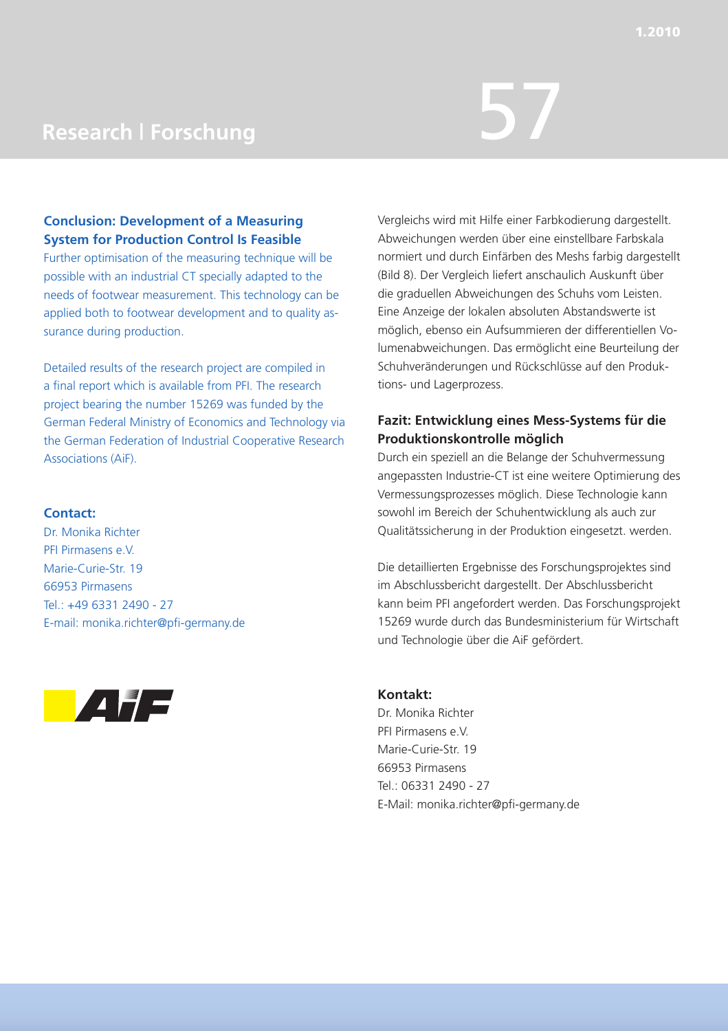## Conclusion: Development of a Measuring System for Production Control Is Feasible

Further optimisation of the measuring technique will be possible with an industrial CT specially adapted to the needs of footwear measurement. This technology can be applied both to footwear development and to quality assurance during production.

Detailed results of the research project are compiled in a final report which is available from PFI. The research project bearing the number 15269 was funded by the German Federal Ministry of Economics and Technology via the German Federation of Industrial Cooperative Research Associations (AiF).

**Contact:**
Dr. Monika Richter
PFI Pirmasens e.V.
Marie-Curie-Str. 19
66953 Pirmasens
Tel.: +49 6331 2490 - 27
E-mail: monika.richter@pfi-germany.de

Vergleichs wird mit Hilfe einer Farbkodierung dargestellt. Abweichungen werden über eine einstellbare Farbskala normiert und durch Einfärben des Meshs farbig dargestellt (Bild 8). Der Vergleich liefert anschaulich Auskunft über die graduellen Abweichungen des Schuhs vom Leisten. Eine Anzeige der lokalen absoluten Abstandswerte ist möglich, ebenso ein Aufsummieren der differentiellen Volumenabweichungen. Das ermöglicht eine Beurteilung der Schuhveränderungen und Rückschlüsse auf den Produktions- und Lagerprozess.

## Fazit: Entwicklung eines Mess-Systems für die Produktionskontrolle möglich

Durch ein speziell an die Belange der Schuhvermessung angepassten Industrie-CT ist eine weitere Optimierung des Vermessungsprozesses möglich. Diese Technologie kann sowohl im Bereich der Schuhentwicklung als auch zur Qualitätssicherung in der Produktion eingesetzt. werden.

Die detaillierten Ergebnisse des Forschungsprojektes sind im Abschlussbericht dargestellt. Der Abschlussbericht kann beim PFI angefordert werden. Das Forschungsprojekt 15269 wurde durch das Bundesministerium für Wirtschaft und Technologie über die AiF gefördert.

**Kontakt:**
Dr. Monika Richter
PFI Pirmasens e.V.
Marie-Curie-Str. 19
66953 Pirmasens
Tel.: 06331 2490 - 27
E-Mail: monika.richter@pfi-germany.de